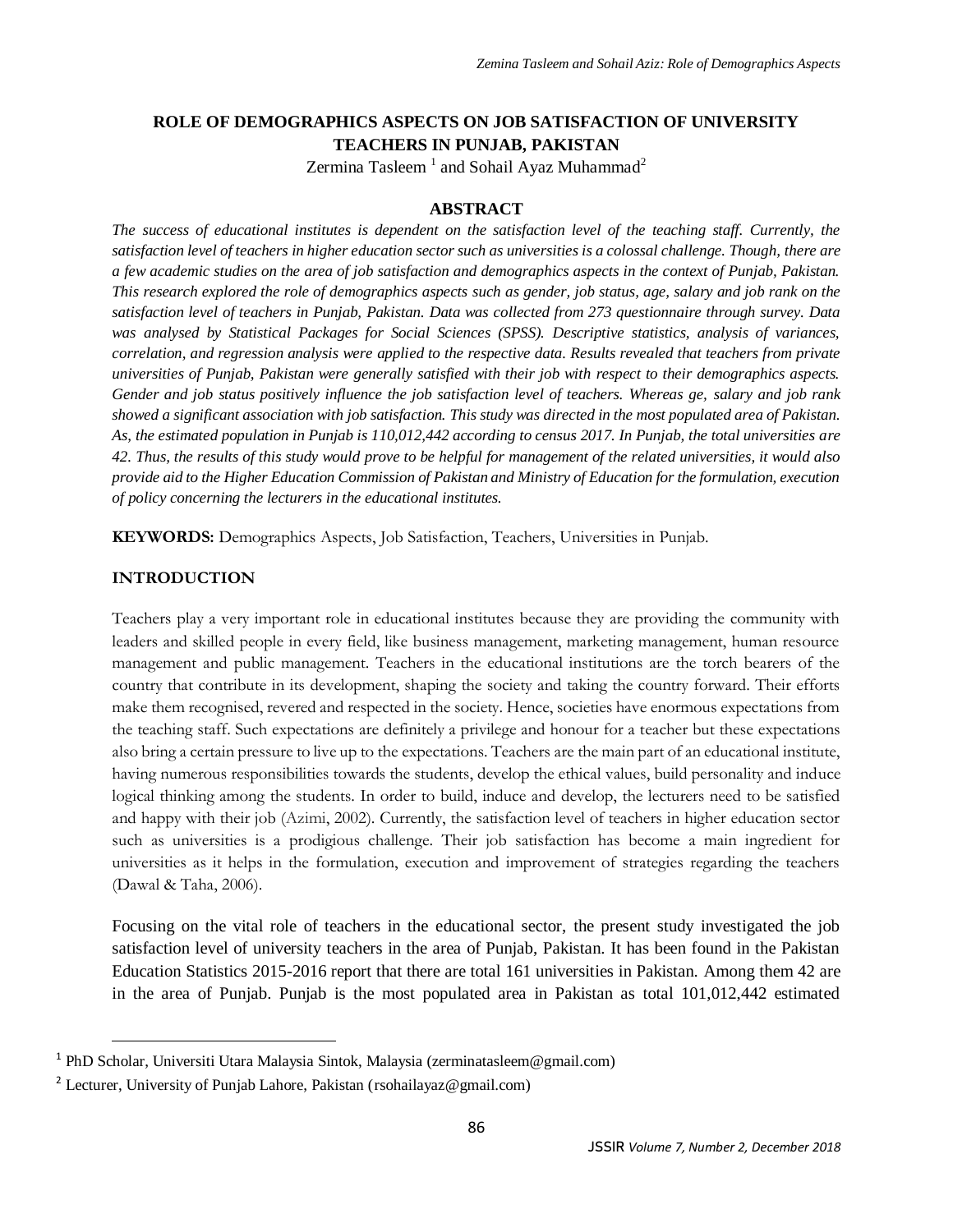# ROLE OF DEMOGRAPHICS ASPECTS ON JOB SATISFACTION OF UNIVERSITY TEACHERS IN PUNJAB, PAKISTAN

Zermina Tasleem [1] and Sohail Ayaz Muhammad[2]

## ABSTRACT

*The success of educational institutes is dependent on the satisfaction level of the teaching staff. Currently, the satisfaction level of teachers in higher education sector such as universities is a colossal challenge. Though, there are a few academic studies on the area of job satisfaction and demographics aspects in the context of Punjab, Pakistan. This research explored the role of demographics aspects such as gender, job status, age, salary and job rank on the satisfaction level of teachers in Punjab, Pakistan. Data was collected from 273 questionnaire through survey. Data was analysed by Statistical Packages for Social Sciences (SPSS). Descriptive statistics, analysis of variances, correlation, and regression analysis were applied to the respective data. Results revealed that teachers from private universities of Punjab, Pakistan were generally satisfied with their job with respect to their demographics aspects. Gender and job status positively influence the job satisfaction level of teachers. Whereas ge, salary and job rank showed a significant association with job satisfaction. This study was directed in the most populated area of Pakistan. As, the estimated population in Punjab is 110,012,442 according to census 2017. In Punjab, the total universities are 42. Thus, the results of this study would prove to be helpful for management of the related universities, it would also provide aid to the Higher Education Commission of Pakistan and Ministry of Education for the formulation, execution of policy concerning the lecturers in the educational institutes.*

**KEYWORDS:** Demographics Aspects, Job Satisfaction, Teachers, Universities in Punjab.

## INTRODUCTION

Teachers play a very important role in educational institutes because they are providing the community with leaders and skilled people in every field, like business management, marketing management, human resource management and public management. Teachers in the educational institutions are the torch bearers of the country that contribute in its development, shaping the society and taking the country forward. Their efforts make them recognised, revered and respected in the society. Hence, societies have enormous expectations from the teaching staff. Such expectations are definitely a privilege and honour for a teacher but these expectations also bring a certain pressure to live up to the expectations. Teachers are the main part of an educational institute, having numerous responsibilities towards the students, develop the ethical values, build personality and induce logical thinking among the students. In order to build, induce and develop, the lecturers need to be satisfied and happy with their job (Azimi, 2002). Currently, the satisfaction level of teachers in higher education sector such as universities is a prodigious challenge. Their job satisfaction has become a main ingredient for universities as it helps in the formulation, execution and improvement of strategies regarding the teachers (Dawal & Taha, 2006).

Focusing on the vital role of teachers in the educational sector, the present study investigated the job satisfaction level of university teachers in the area of Punjab, Pakistan. It has been found in the Pakistan Education Statistics 2015-2016 report that there are total 161 universities in Pakistan. Among them 42 are in the area of Punjab. Punjab is the most populated area in Pakistan as total 101,012,442 estimated

---

[1] PhD Scholar, Universiti Utara Malaysia Sintok, Malaysia (zerminatasleem@gmail.com)

[2] Lecturer, University of Punjab Lahore, Pakistan (rsohailayaz@gmail.com)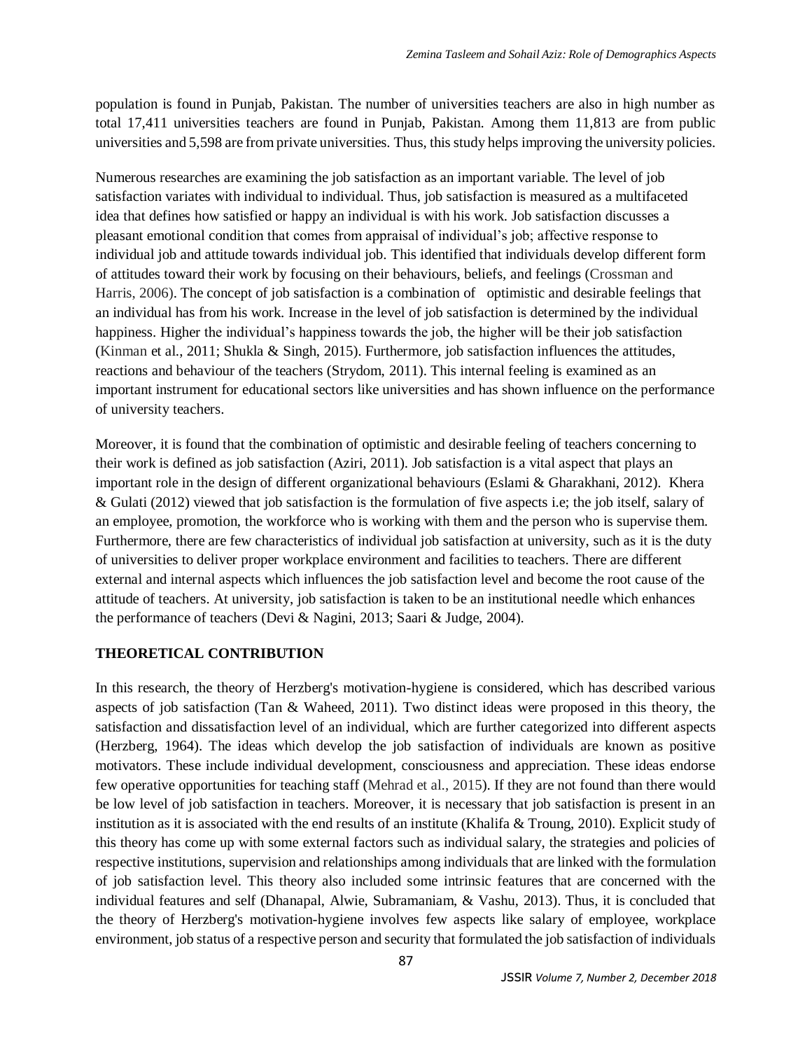population is found in Punjab, Pakistan. The number of universities teachers are also in high number as total 17,411 universities teachers are found in Punjab, Pakistan. Among them 11,813 are from public universities and 5,598 are from private universities. Thus, this study helps improving the university policies.

Numerous researches are examining the job satisfaction as an important variable. The level of job satisfaction variates with individual to individual. Thus, job satisfaction is measured as a multifaceted idea that defines how satisfied or happy an individual is with his work. Job satisfaction discusses a pleasant emotional condition that comes from appraisal of individual's job; affective response to individual job and attitude towards individual job. This identified that individuals develop different form of attitudes toward their work by focusing on their behaviours, beliefs, and feelings (Crossman and Harris, 2006). The concept of job satisfaction is a combination of optimistic and desirable feelings that an individual has from his work. Increase in the level of job satisfaction is determined by the individual happiness. Higher the individual's happiness towards the job, the higher will be their job satisfaction (Kinman et al., 2011; Shukla & Singh, 2015). Furthermore, job satisfaction influences the attitudes, reactions and behaviour of the teachers (Strydom, 2011). This internal feeling is examined as an important instrument for educational sectors like universities and has shown influence on the performance of university teachers.

Moreover, it is found that the combination of optimistic and desirable feeling of teachers concerning to their work is defined as job satisfaction (Aziri, 2011). Job satisfaction is a vital aspect that plays an important role in the design of different organizational behaviours (Eslami & Gharakhani, 2012). Khera & Gulati (2012) viewed that job satisfaction is the formulation of five aspects i.e; the job itself, salary of an employee, promotion, the workforce who is working with them and the person who is supervise them. Furthermore, there are few characteristics of individual job satisfaction at university, such as it is the duty of universities to deliver proper workplace environment and facilities to teachers. There are different external and internal aspects which influences the job satisfaction level and become the root cause of the attitude of teachers. At university, job satisfaction is taken to be an institutional needle which enhances the performance of teachers (Devi & Nagini, 2013; Saari & Judge, 2004).

## THEORETICAL CONTRIBUTION

In this research, the theory of Herzberg's motivation-hygiene is considered, which has described various aspects of job satisfaction (Tan & Waheed, 2011). Two distinct ideas were proposed in this theory, the satisfaction and dissatisfaction level of an individual, which are further categorized into different aspects (Herzberg, 1964). The ideas which develop the job satisfaction of individuals are known as positive motivators. These include individual development, consciousness and appreciation. These ideas endorse few operative opportunities for teaching staff (Mehrad et al., 2015). If they are not found than there would be low level of job satisfaction in teachers. Moreover, it is necessary that job satisfaction is present in an institution as it is associated with the end results of an institute (Khalifa & Troung, 2010). Explicit study of this theory has come up with some external factors such as individual salary, the strategies and policies of respective institutions, supervision and relationships among individuals that are linked with the formulation of job satisfaction level. This theory also included some intrinsic features that are concerned with the individual features and self (Dhanapal, Alwie, Subramaniam, & Vashu, 2013). Thus, it is concluded that the theory of Herzberg's motivation-hygiene involves few aspects like salary of employee, workplace environment, job status of a respective person and security that formulated the job satisfaction of individuals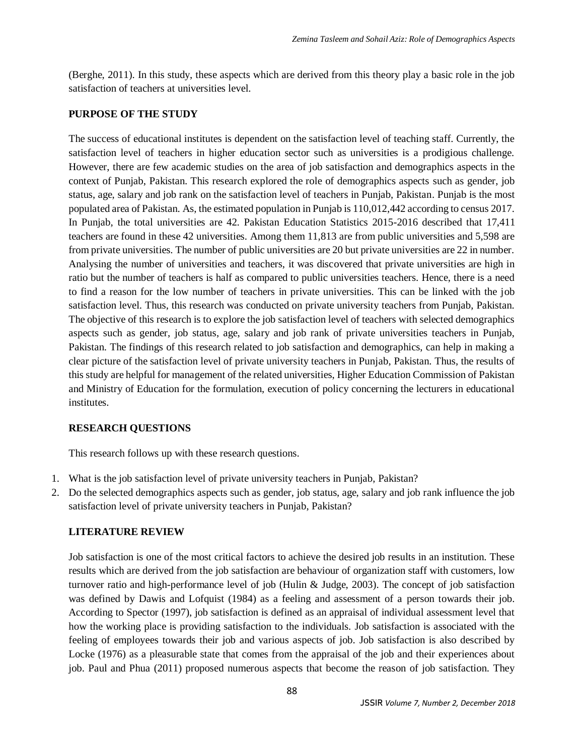(Berghe, 2011). In this study, these aspects which are derived from this theory play a basic role in the job satisfaction of teachers at universities level.

## PURPOSE OF THE STUDY

The success of educational institutes is dependent on the satisfaction level of teaching staff. Currently, the satisfaction level of teachers in higher education sector such as universities is a prodigious challenge. However, there are few academic studies on the area of job satisfaction and demographics aspects in the context of Punjab, Pakistan. This research explored the role of demographics aspects such as gender, job status, age, salary and job rank on the satisfaction level of teachers in Punjab, Pakistan. Punjab is the most populated area of Pakistan. As, the estimated population in Punjab is 110,012,442 according to census 2017. In Punjab, the total universities are 42. Pakistan Education Statistics 2015-2016 described that 17,411 teachers are found in these 42 universities. Among them 11,813 are from public universities and 5,598 are from private universities. The number of public universities are 20 but private universities are 22 in number. Analysing the number of universities and teachers, it was discovered that private universities are high in ratio but the number of teachers is half as compared to public universities teachers. Hence, there is a need to find a reason for the low number of teachers in private universities. This can be linked with the job satisfaction level. Thus, this research was conducted on private university teachers from Punjab, Pakistan. The objective of this research is to explore the job satisfaction level of teachers with selected demographics aspects such as gender, job status, age, salary and job rank of private universities teachers in Punjab, Pakistan. The findings of this research related to job satisfaction and demographics, can help in making a clear picture of the satisfaction level of private university teachers in Punjab, Pakistan. Thus, the results of this study are helpful for management of the related universities, Higher Education Commission of Pakistan and Ministry of Education for the formulation, execution of policy concerning the lecturers in educational institutes.

## RESEARCH QUESTIONS

This research follows up with these research questions.

1. What is the job satisfaction level of private university teachers in Punjab, Pakistan?
2. Do the selected demographics aspects such as gender, job status, age, salary and job rank influence the job satisfaction level of private university teachers in Punjab, Pakistan?

## LITERATURE REVIEW

Job satisfaction is one of the most critical factors to achieve the desired job results in an institution. These results which are derived from the job satisfaction are behaviour of organization staff with customers, low turnover ratio and high-performance level of job (Hulin & Judge, 2003). The concept of job satisfaction was defined by Dawis and Lofquist (1984) as a feeling and assessment of a person towards their job. According to Spector (1997), job satisfaction is defined as an appraisal of individual assessment level that how the working place is providing satisfaction to the individuals. Job satisfaction is associated with the feeling of employees towards their job and various aspects of job. Job satisfaction is also described by Locke (1976) as a pleasurable state that comes from the appraisal of the job and their experiences about job. Paul and Phua (2011) proposed numerous aspects that become the reason of job satisfaction. They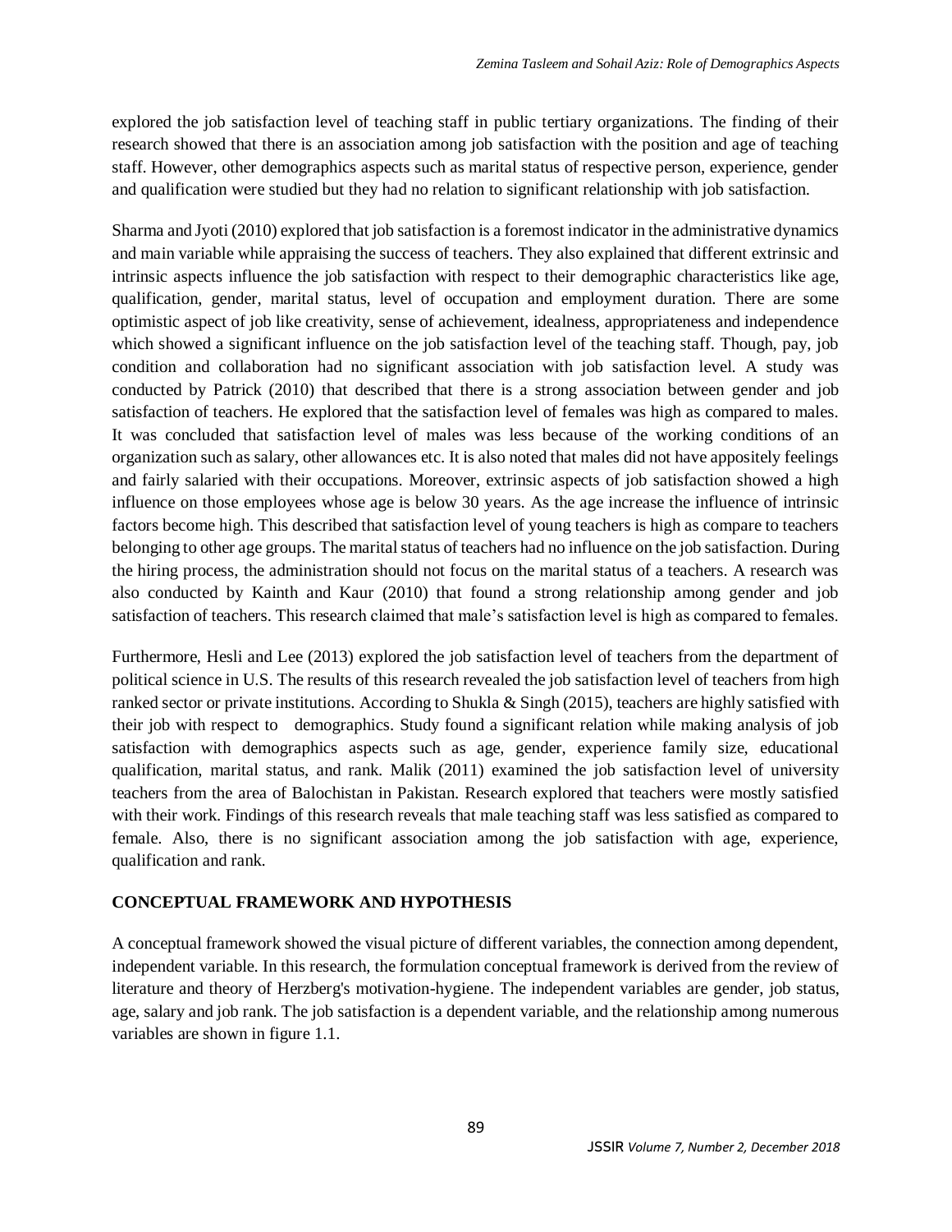explored the job satisfaction level of teaching staff in public tertiary organizations. The finding of their research showed that there is an association among job satisfaction with the position and age of teaching staff. However, other demographics aspects such as marital status of respective person, experience, gender and qualification were studied but they had no relation to significant relationship with job satisfaction.

Sharma and Jyoti (2010) explored that job satisfaction is a foremost indicator in the administrative dynamics and main variable while appraising the success of teachers. They also explained that different extrinsic and intrinsic aspects influence the job satisfaction with respect to their demographic characteristics like age, qualification, gender, marital status, level of occupation and employment duration. There are some optimistic aspect of job like creativity, sense of achievement, idealness, appropriateness and independence which showed a significant influence on the job satisfaction level of the teaching staff. Though, pay, job condition and collaboration had no significant association with job satisfaction level. A study was conducted by Patrick (2010) that described that there is a strong association between gender and job satisfaction of teachers. He explored that the satisfaction level of females was high as compared to males. It was concluded that satisfaction level of males was less because of the working conditions of an organization such as salary, other allowances etc. It is also noted that males did not have appositely feelings and fairly salaried with their occupations. Moreover, extrinsic aspects of job satisfaction showed a high influence on those employees whose age is below 30 years. As the age increase the influence of intrinsic factors become high. This described that satisfaction level of young teachers is high as compare to teachers belonging to other age groups. The marital status of teachers had no influence on the job satisfaction. During the hiring process, the administration should not focus on the marital status of a teachers. A research was also conducted by Kainth and Kaur (2010) that found a strong relationship among gender and job satisfaction of teachers. This research claimed that male's satisfaction level is high as compared to females.

Furthermore, Hesli and Lee (2013) explored the job satisfaction level of teachers from the department of political science in U.S. The results of this research revealed the job satisfaction level of teachers from high ranked sector or private institutions. According to Shukla & Singh (2015), teachers are highly satisfied with their job with respect to demographics. Study found a significant relation while making analysis of job satisfaction with demographics aspects such as age, gender, experience family size, educational qualification, marital status, and rank. Malik (2011) examined the job satisfaction level of university teachers from the area of Balochistan in Pakistan. Research explored that teachers were mostly satisfied with their work. Findings of this research reveals that male teaching staff was less satisfied as compared to female. Also, there is no significant association among the job satisfaction with age, experience, qualification and rank.

## CONCEPTUAL FRAMEWORK AND HYPOTHESIS

A conceptual framework showed the visual picture of different variables, the connection among dependent, independent variable. In this research, the formulation conceptual framework is derived from the review of literature and theory of Herzberg's motivation-hygiene. The independent variables are gender, job status, age, salary and job rank. The job satisfaction is a dependent variable, and the relationship among numerous variables are shown in figure 1.1.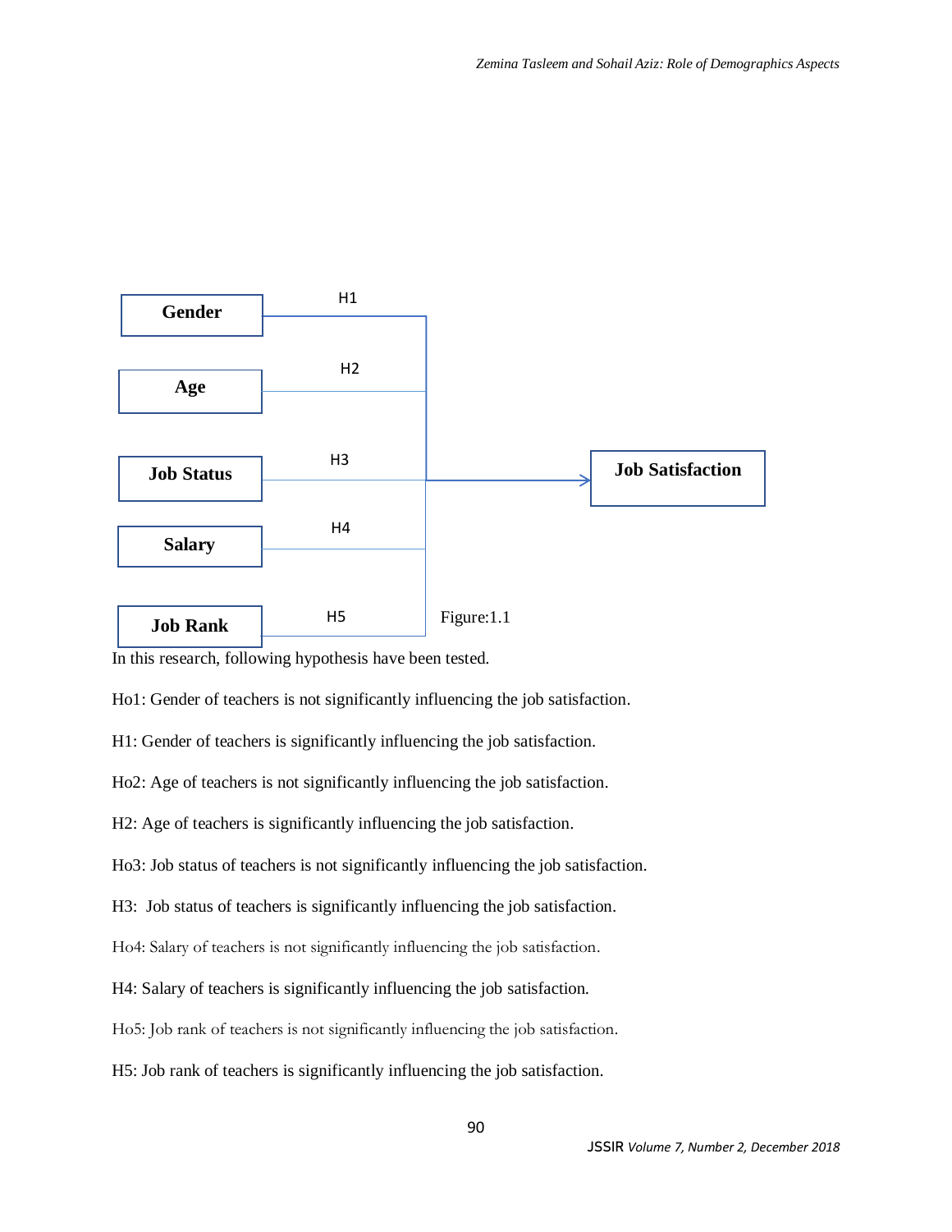Figure:1.1

In this research, following hypothesis have been tested.

Ho1: Gender of teachers is not significantly influencing the job satisfaction.

H1: Gender of teachers is significantly influencing the job satisfaction.

Ho2: Age of teachers is not significantly influencing the job satisfaction.

H2: Age of teachers is significantly influencing the job satisfaction.

Ho3: Job status of teachers is not significantly influencing the job satisfaction.

H3: Job status of teachers is significantly influencing the job satisfaction.

Ho4: Salary of teachers is not significantly influencing the job satisfaction.

H4: Salary of teachers is significantly influencing the job satisfaction.

Ho5: Job rank of teachers is not significantly influencing the job satisfaction.

H5: Job rank of teachers is significantly influencing the job satisfaction.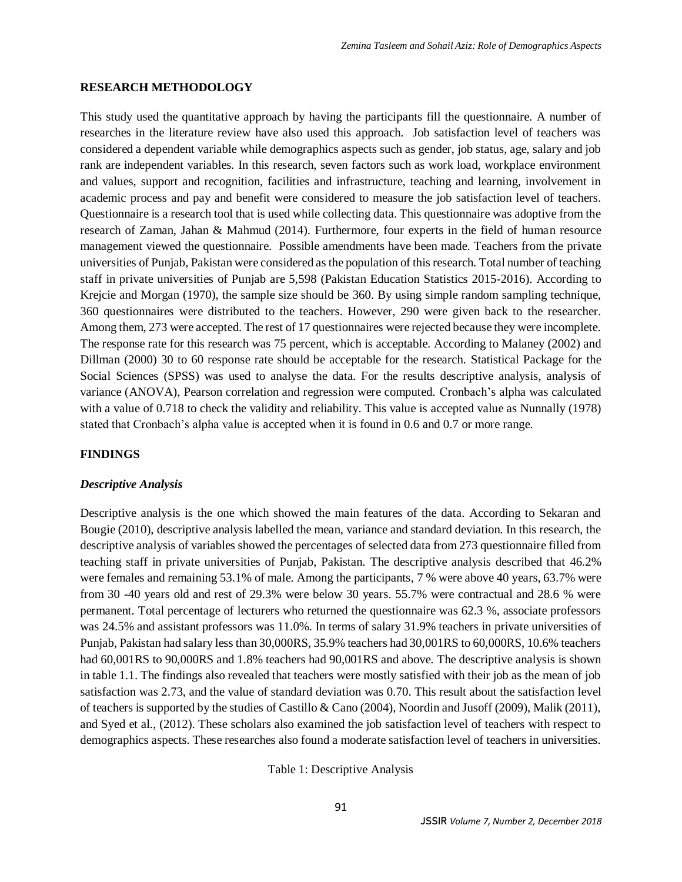## RESEARCH METHODOLOGY

This study used the quantitative approach by having the participants fill the questionnaire. A number of researches in the literature review have also used this approach. Job satisfaction level of teachers was considered a dependent variable while demographics aspects such as gender, job status, age, salary and job rank are independent variables. In this research, seven factors such as work load, workplace environment and values, support and recognition, facilities and infrastructure, teaching and learning, involvement in academic process and pay and benefit were considered to measure the job satisfaction level of teachers. Questionnaire is a research tool that is used while collecting data. This questionnaire was adoptive from the research of Zaman, Jahan & Mahmud (2014). Furthermore, four experts in the field of human resource management viewed the questionnaire. Possible amendments have been made. Teachers from the private universities of Punjab, Pakistan were considered as the population of this research. Total number of teaching staff in private universities of Punjab are 5,598 (Pakistan Education Statistics 2015-2016). According to Krejcie and Morgan (1970), the sample size should be 360. By using simple random sampling technique, 360 questionnaires were distributed to the teachers. However, 290 were given back to the researcher. Among them, 273 were accepted. The rest of 17 questionnaires were rejected because they were incomplete. The response rate for this research was 75 percent, which is acceptable. According to Malaney (2002) and Dillman (2000) 30 to 60 response rate should be acceptable for the research. Statistical Package for the Social Sciences (SPSS) was used to analyse the data. For the results descriptive analysis, analysis of variance (ANOVA), Pearson correlation and regression were computed. Cronbach's alpha was calculated with a value of 0.718 to check the validity and reliability. This value is accepted value as Nunnally (1978) stated that Cronbach's alpha value is accepted when it is found in 0.6 and 0.7 or more range.

## FINDINGS

### *Descriptive Analysis*

Descriptive analysis is the one which showed the main features of the data. According to Sekaran and Bougie (2010), descriptive analysis labelled the mean, variance and standard deviation. In this research, the descriptive analysis of variables showed the percentages of selected data from 273 questionnaire filled from teaching staff in private universities of Punjab, Pakistan. The descriptive analysis described that 46.2% were females and remaining 53.1% of male. Among the participants, 7 % were above 40 years, 63.7% were from 30 -40 years old and rest of 29.3% were below 30 years. 55.7% were contractual and 28.6 % were permanent. Total percentage of lecturers who returned the questionnaire was 62.3 %, associate professors was 24.5% and assistant professors was 11.0%. In terms of salary 31.9% teachers in private universities of Punjab, Pakistan had salary less than 30,000RS, 35.9% teachers had 30,001RS to 60,000RS, 10.6% teachers had 60,001RS to 90,000RS and 1.8% teachers had 90,001RS and above. The descriptive analysis is shown in table 1.1. The findings also revealed that teachers were mostly satisfied with their job as the mean of job satisfaction was 2.73, and the value of standard deviation was 0.70. This result about the satisfaction level of teachers is supported by the studies of Castillo & Cano (2004), Noordin and Jusoff (2009), Malik (2011), and Syed et al., (2012). These scholars also examined the job satisfaction level of teachers with respect to demographics aspects. These researches also found a moderate satisfaction level of teachers in universities.

Table 1: Descriptive Analysis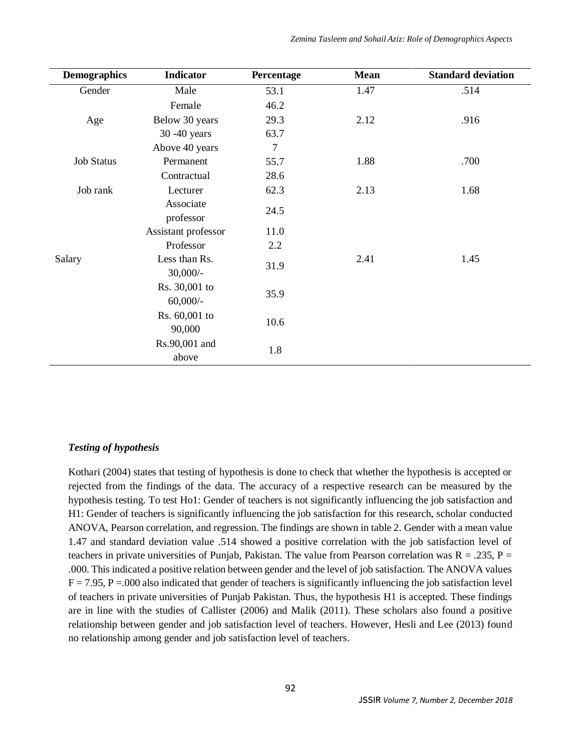| Demographics | Indicator | Percentage | Mean | Standard deviation |
|---|---|---|---|---|
| Gender | Male | 53.1 | 1.47 | .514 |
| | Female | 46.2 | | |
| Age | Below 30 years | 29.3 | 2.12 | .916 |
| | 30 -40 years | 63.7 | | |
| | Above 40 years | 7 | | |
| Job Status | Permanent | 55.7 | 1.88 | .700 |
| | Contractual | 28.6 | | |
| Job rank | Lecturer | 62.3 | 2.13 | 1.68 |
| | Associate professor | 24.5 | | |
| | Assistant professor | 11.0 | | |
| | Professor | 2.2 | | |
| Salary | Less than Rs. 30,000/- | 31.9 | 2.41 | 1.45 |
| | Rs. 30,001 to 60,000/- | 35.9 | | |
| | Rs. 60,001 to 90,000 | 10.6 | | |
| | Rs.90,001 and above | 1.8 | | |

### *Testing of hypothesis*

Kothari (2004) states that testing of hypothesis is done to check that whether the hypothesis is accepted or rejected from the findings of the data. The accuracy of a respective research can be measured by the hypothesis testing. To test Ho1: Gender of teachers is not significantly influencing the job satisfaction and H1: Gender of teachers is significantly influencing the job satisfaction for this research, scholar conducted ANOVA, Pearson correlation, and regression. The findings are shown in table 2. Gender with a mean value 1.47 and standard deviation value .514 showed a positive correlation with the job satisfaction level of teachers in private universities of Punjab, Pakistan. The value from Pearson correlation was $R = .235$, $P = .000$. This indicated a positive relation between gender and the level of job satisfaction. The ANOVA values $F = 7.95$, $P =.000$ also indicated that gender of teachers is significantly influencing the job satisfaction level of teachers in private universities of Punjab Pakistan. Thus, the hypothesis H1 is accepted. These findings are in line with the studies of Callister (2006) and Malik (2011). These scholars also found a positive relationship between gender and job satisfaction level of teachers. However, Hesli and Lee (2013) found no relationship among gender and job satisfaction level of teachers.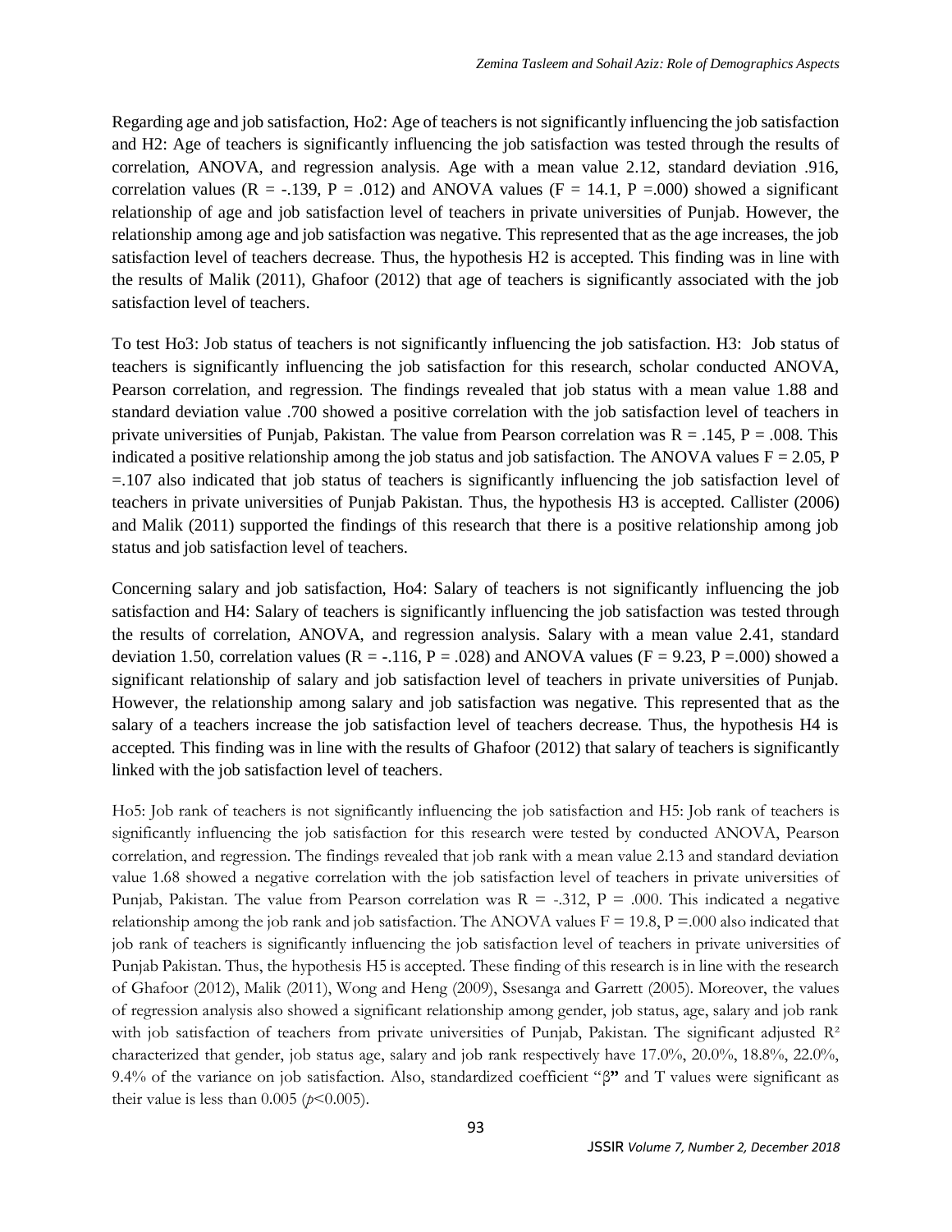Regarding age and job satisfaction, Ho2: Age of teachers is not significantly influencing the job satisfaction and H2: Age of teachers is significantly influencing the job satisfaction was tested through the results of correlation, ANOVA, and regression analysis. Age with a mean value 2.12, standard deviation .916, correlation values ($R = -.139$, $P = .012$) and ANOVA values ($F = 14.1$, $P = .000$) showed a significant relationship of age and job satisfaction level of teachers in private universities of Punjab. However, the relationship among age and job satisfaction was negative. This represented that as the age increases, the job satisfaction level of teachers decrease. Thus, the hypothesis H2 is accepted. This finding was in line with the results of Malik (2011), Ghafoor (2012) that age of teachers is significantly associated with the job satisfaction level of teachers.

To test Ho3: Job status of teachers is not significantly influencing the job satisfaction. H3: Job status of teachers is significantly influencing the job satisfaction for this research, scholar conducted ANOVA, Pearson correlation, and regression. The findings revealed that job status with a mean value 1.88 and standard deviation value .700 showed a positive correlation with the job satisfaction level of teachers in private universities of Punjab, Pakistan. The value from Pearson correlation was $R = .145$, $P = .008$. This indicated a positive relationship among the job status and job satisfaction. The ANOVA values $F = 2.05$, $P = .107$ also indicated that job status of teachers is significantly influencing the job satisfaction level of teachers in private universities of Punjab Pakistan. Thus, the hypothesis H3 is accepted. Callister (2006) and Malik (2011) supported the findings of this research that there is a positive relationship among job status and job satisfaction level of teachers.

Concerning salary and job satisfaction, Ho4: Salary of teachers is not significantly influencing the job satisfaction and H4: Salary of teachers is significantly influencing the job satisfaction was tested through the results of correlation, ANOVA, and regression analysis. Salary with a mean value 2.41, standard deviation 1.50, correlation values ($R = -.116$, $P = .028$) and ANOVA values ($F = 9.23$, $P = .000$) showed a significant relationship of salary and job satisfaction level of teachers in private universities of Punjab. However, the relationship among salary and job satisfaction was negative. This represented that as the salary of a teachers increase the job satisfaction level of teachers decrease. Thus, the hypothesis H4 is accepted. This finding was in line with the results of Ghafoor (2012) that salary of teachers is significantly linked with the job satisfaction level of teachers.

Ho5: Job rank of teachers is not significantly influencing the job satisfaction and H5: Job rank of teachers is significantly influencing the job satisfaction for this research were tested by conducted ANOVA, Pearson correlation, and regression. The findings revealed that job rank with a mean value 2.13 and standard deviation value 1.68 showed a negative correlation with the job satisfaction level of teachers in private universities of Punjab, Pakistan. The value from Pearson correlation was $R = -.312$, $P = .000$. This indicated a negative relationship among the job rank and job satisfaction. The ANOVA values $F = 19.8$, $P = .000$ also indicated that job rank of teachers is significantly influencing the job satisfaction level of teachers in private universities of Punjab Pakistan. Thus, the hypothesis H5 is accepted. These finding of this research is in line with the research of Ghafoor (2012), Malik (2011), Wong and Heng (2009), Ssesanga and Garrett (2005). Moreover, the values of regression analysis also showed a significant relationship among gender, job status, age, salary and job rank with job satisfaction of teachers from private universities of Punjab, Pakistan. The significant adjusted $R^2$ characterized that gender, job status age, salary and job rank respectively have 17.0%, 20.0%, 18.8%, 22.0%, 9.4% of the variance on job satisfaction. Also, standardized coefficient "β**"** and T values were significant as their value is less than 0.005 ($p<0.005$).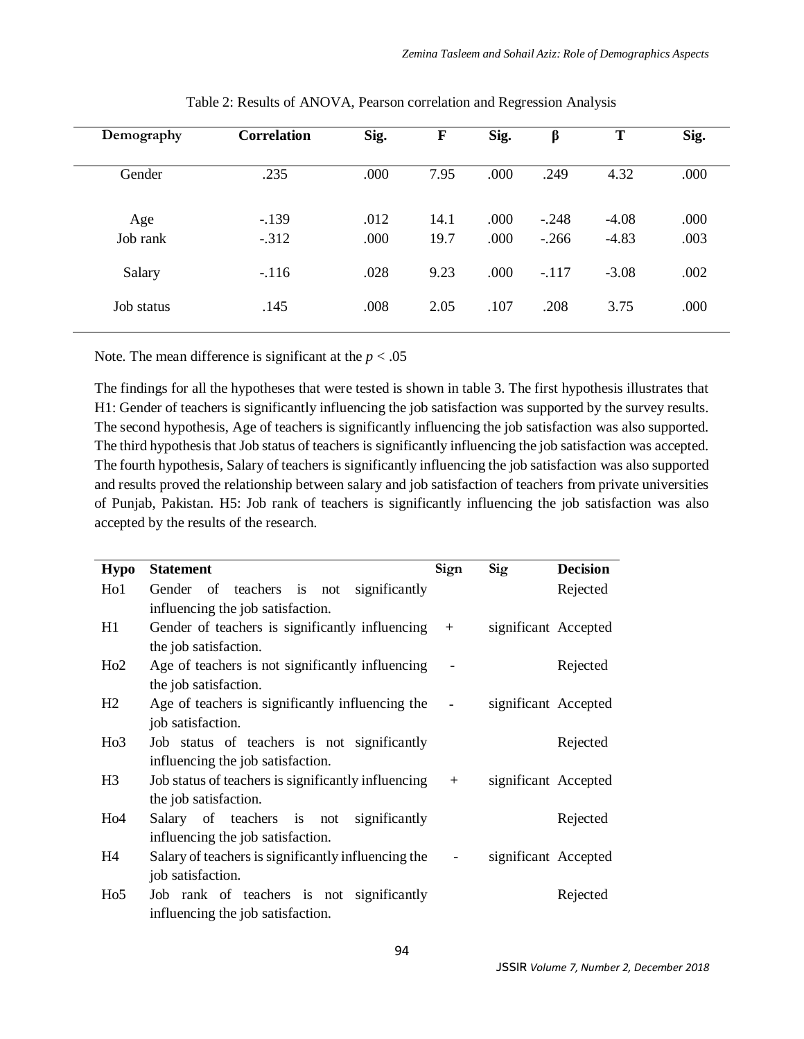Table 2: Results of ANOVA, Pearson correlation and Regression Analysis

| Demography | Correlation | Sig. | F | Sig. | β | T | Sig. |
|---|---|---|---|---|---|---|---|
| Gender | .235 | .000 | 7.95 | .000 | .249 | 4.32 | .000 |
| Age | -.139 | .012 | 14.1 | .000 | -.248 | -4.08 | .000 |
| Job rank | -.312 | .000 | 19.7 | .000 | -.266 | -4.83 | .003 |
| Salary | -.116 | .028 | 9.23 | .000 | -.117 | -3.08 | .002 |
| Job status | .145 | .008 | 2.05 | .107 | .208 | 3.75 | .000 |

Note. The mean difference is significant at the $p < .05$

The findings for all the hypotheses that were tested is shown in table 3. The first hypothesis illustrates that H1: Gender of teachers is significantly influencing the job satisfaction was supported by the survey results. The second hypothesis, Age of teachers is significantly influencing the job satisfaction was also supported. The third hypothesis that Job status of teachers is significantly influencing the job satisfaction was accepted. The fourth hypothesis, Salary of teachers is significantly influencing the job satisfaction was also supported and results proved the relationship between salary and job satisfaction of teachers from private universities of Punjab, Pakistan. H5: Job rank of teachers is significantly influencing the job satisfaction was also accepted by the results of the research.

| Hypo | Statement | Sign | Sig | Decision |
|---|---|---|---|---|
| Ho1 | Gender of teachers is not significantly influencing the job satisfaction. | | | Rejected |
| H1 | Gender of teachers is significantly influencing the job satisfaction. | + | significant | Accepted |
| Ho2 | Age of teachers is not significantly influencing the job satisfaction. | - | | Rejected |
| H2 | Age of teachers is significantly influencing the job satisfaction. | - | significant | Accepted |
| Ho3 | Job status of teachers is not significantly influencing the job satisfaction. | | | Rejected |
| H3 | Job status of teachers is significantly influencing the job satisfaction. | + | significant | Accepted |
| Ho4 | Salary of teachers is not significantly influencing the job satisfaction. | | | Rejected |
| H4 | Salary of teachers is significantly influencing the job satisfaction. | - | significant | Accepted |
| Ho5 | Job rank of teachers is not significantly influencing the job satisfaction. | | | Rejected |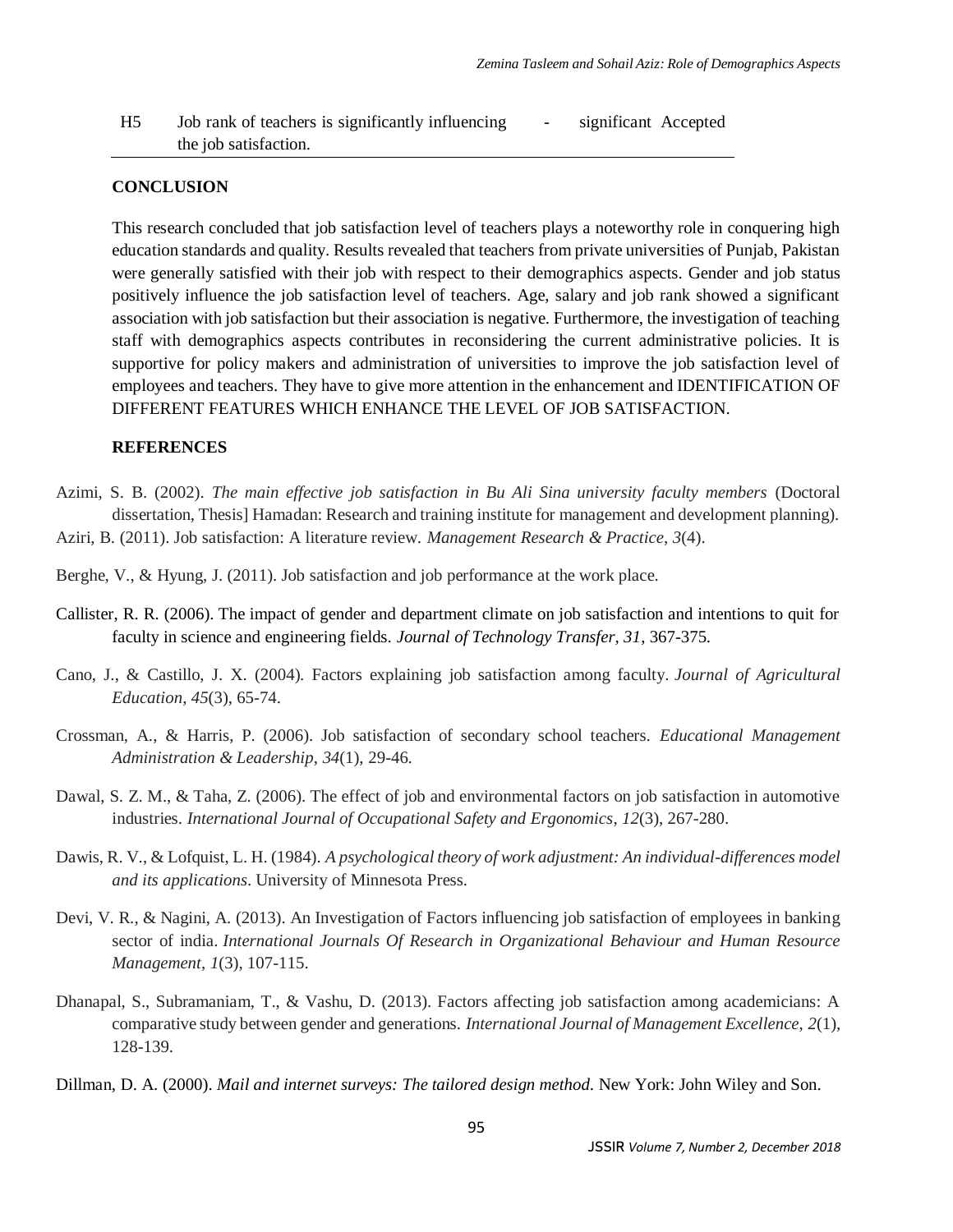| H5 | Job rank of teachers is significantly influencing the job satisfaction. | - | significant | Accepted |
|---|---|---|---|---|

## CONCLUSION

This research concluded that job satisfaction level of teachers plays a noteworthy role in conquering high education standards and quality. Results revealed that teachers from private universities of Punjab, Pakistan were generally satisfied with their job with respect to their demographics aspects. Gender and job status positively influence the job satisfaction level of teachers. Age, salary and job rank showed a significant association with job satisfaction but their association is negative. Furthermore, the investigation of teaching staff with demographics aspects contributes in reconsidering the current administrative policies. It is supportive for policy makers and administration of universities to improve the job satisfaction level of employees and teachers. They have to give more attention in the enhancement and IDENTIFICATION OF DIFFERENT FEATURES WHICH ENHANCE THE LEVEL OF JOB SATISFACTION.

## REFERENCES

Azimi, S. B. (2002). *The main effective job satisfaction in Bu Ali Sina university faculty members* (Doctoral dissertation, Thesis] Hamadan: Research and training institute for management and development planning).

Aziri, B. (2011). Job satisfaction: A literature review. *Management Research & Practice*, *3*(4).

Berghe, V., & Hyung, J. (2011). Job satisfaction and job performance at the work place.

Callister, R. R. (2006). The impact of gender and department climate on job satisfaction and intentions to quit for faculty in science and engineering fields. *Journal of Technology Transfer*, *31*, 367-375.

Cano, J., & Castillo, J. X. (2004). Factors explaining job satisfaction among faculty. *Journal of Agricultural Education*, *45*(3), 65-74.

Crossman, A., & Harris, P. (2006). Job satisfaction of secondary school teachers. *Educational Management Administration & Leadership*, *34*(1), 29-46.

Dawal, S. Z. M., & Taha, Z. (2006). The effect of job and environmental factors on job satisfaction in automotive industries. *International Journal of Occupational Safety and Ergonomics*, *12*(3), 267-280.

Dawis, R. V., & Lofquist, L. H. (1984). *A psychological theory of work adjustment: An individual-differences model and its applications*. University of Minnesota Press.

Devi, V. R., & Nagini, A. (2013). An Investigation of Factors influencing job satisfaction of employees in banking sector of india. *International Journals Of Research in Organizational Behaviour and Human Resource Management*, *1*(3), 107-115.

Dhanapal, S., Subramaniam, T., & Vashu, D. (2013). Factors affecting job satisfaction among academicians: A comparative study between gender and generations. *International Journal of Management Excellence*, *2*(1), 128-139.

Dillman, D. A. (2000). *Mail and internet surveys: The tailored design method.* New York: John Wiley and Son.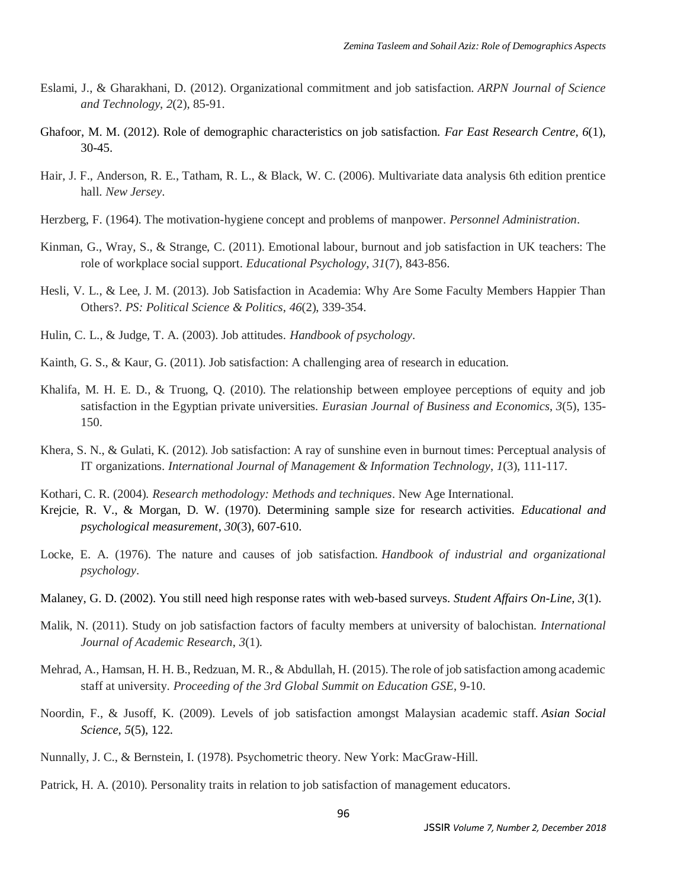Eslami, J., & Gharakhani, D. (2012). Organizational commitment and job satisfaction. *ARPN Journal of Science and Technology, 2*(2), 85-91.

Ghafoor, M. M. (2012). Role of demographic characteristics on job satisfaction. *Far East Research Centre, 6*(1), 30-45.

Hair, J. F., Anderson, R. E., Tatham, R. L., & Black, W. C. (2006). Multivariate data analysis 6th edition prentice hall. *New Jersey*.

Herzberg, F. (1964). The motivation-hygiene concept and problems of manpower. *Personnel Administration*.

Kinman, G., Wray, S., & Strange, C. (2011). Emotional labour, burnout and job satisfaction in UK teachers: The role of workplace social support. *Educational Psychology*, *31*(7), 843-856.

Hesli, V. L., & Lee, J. M. (2013). Job Satisfaction in Academia: Why Are Some Faculty Members Happier Than Others?. *PS: Political Science & Politics*, *46*(2), 339-354.

Hulin, C. L., & Judge, T. A. (2003). Job attitudes. *Handbook of psychology*.

Kainth, G. S., & Kaur, G. (2011). Job satisfaction: A challenging area of research in education.

Khalifa, M. H. E. D., & Truong, Q. (2010). The relationship between employee perceptions of equity and job satisfaction in the Egyptian private universities. *Eurasian Journal of Business and Economics*, *3*(5), 135-150.

Khera, S. N., & Gulati, K. (2012). Job satisfaction: A ray of sunshine even in burnout times: Perceptual analysis of IT organizations. *International Journal of Management & Information Technology*, *1*(3), 111-117.

Kothari, C. R. (2004). *Research methodology: Methods and techniques*. New Age International.

Krejcie, R. V., & Morgan, D. W. (1970). Determining sample size for research activities. *Educational and psychological measurement*, *30*(3), 607-610.

Locke, E. A. (1976). The nature and causes of job satisfaction. *Handbook of industrial and organizational psychology*.

Malaney, G. D. (2002). You still need high response rates with web-based surveys. *Student Affairs On-Line, 3*(1).

Malik, N. (2011). Study on job satisfaction factors of faculty members at university of balochistan. *International Journal of Academic Research*, *3*(1).

Mehrad, A., Hamsan, H. H. B., Redzuan, M. R., & Abdullah, H. (2015). The role of job satisfaction among academic staff at university. *Proceeding of the 3rd Global Summit on Education GSE*, 9-10.

Noordin, F., & Jusoff, K. (2009). Levels of job satisfaction amongst Malaysian academic staff. *Asian Social Science*, *5*(5), 122.

Nunnally, J. C., & Bernstein, I. (1978). Psychometric theory. New York: MacGraw-Hill.

Patrick, H. A. (2010). Personality traits in relation to job satisfaction of management educators.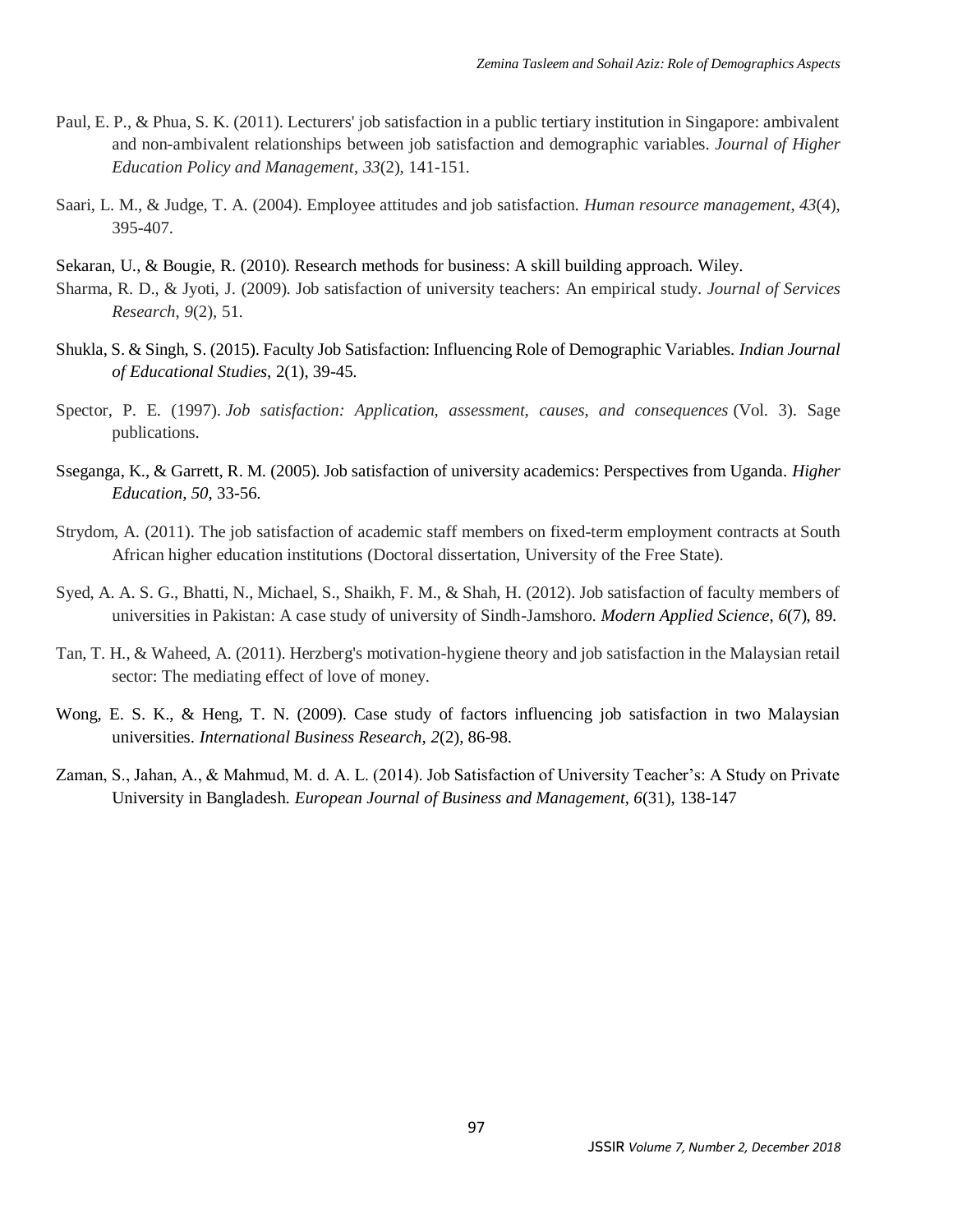Paul, E. P., & Phua, S. K. (2011). Lecturers' job satisfaction in a public tertiary institution in Singapore: ambivalent and non-ambivalent relationships between job satisfaction and demographic variables. *Journal of Higher Education Policy and Management*, *33*(2), 141-151.

Saari, L. M., & Judge, T. A. (2004). Employee attitudes and job satisfaction. *Human resource management*, *43*(4), 395-407.

Sekaran, U., & Bougie, R. (2010). Research methods for business: A skill building approach. Wiley.

Sharma, R. D., & Jyoti, J. (2009). Job satisfaction of university teachers: An empirical study. *Journal of Services Research*, *9*(2), 51.

Shukla, S. & Singh, S. (2015). Faculty Job Satisfaction: Influencing Role of Demographic Variables. *Indian Journal of Educational Studies*, 2(1), 39-45.

Spector, P. E. (1997). *Job satisfaction: Application, assessment, causes, and consequences* (Vol. 3). Sage publications.

Sseganga, K., & Garrett, R. M. (2005). Job satisfaction of university academics: Perspectives from Uganda. *Higher Education*, *50*, 33-56.

Strydom, A. (2011). The job satisfaction of academic staff members on fixed-term employment contracts at South African higher education institutions (Doctoral dissertation, University of the Free State).

Syed, A. A. S. G., Bhatti, N., Michael, S., Shaikh, F. M., & Shah, H. (2012). Job satisfaction of faculty members of universities in Pakistan: A case study of university of Sindh-Jamshoro. *Modern Applied Science*, *6*(7), 89.

Tan, T. H., & Waheed, A. (2011). Herzberg's motivation-hygiene theory and job satisfaction in the Malaysian retail sector: The mediating effect of love of money.

Wong, E. S. K., & Heng, T. N. (2009). Case study of factors influencing job satisfaction in two Malaysian universities. *International Business Research, 2*(2), 86-98.

Zaman, S., Jahan, A., & Mahmud, M. d. A. L. (2014). Job Satisfaction of University Teacher's: A Study on Private University in Bangladesh. *European Journal of Business and Management*, *6*(31), 138-147